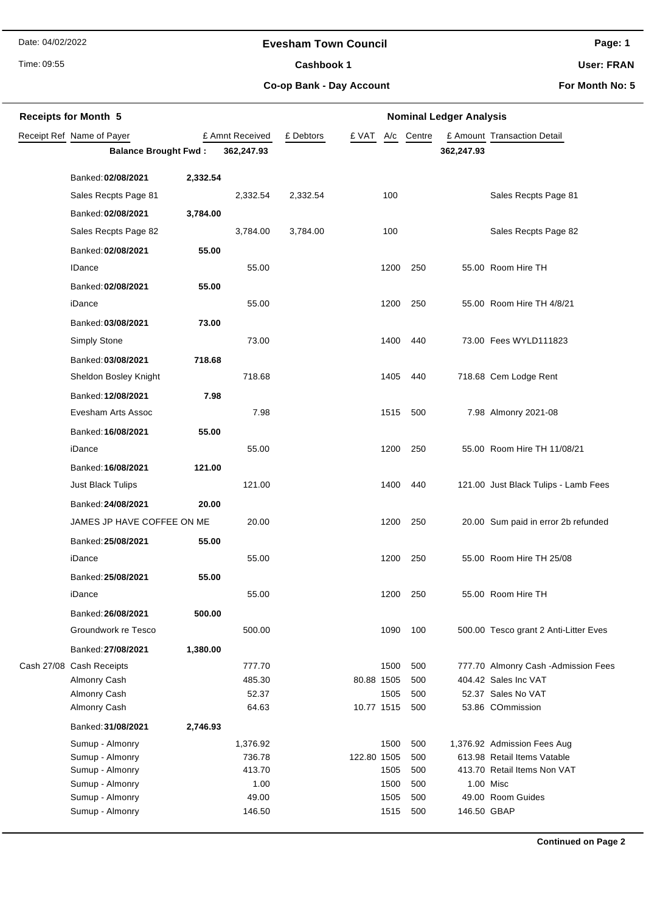# Evesham Town Council

## Cashbook 1

### Co-op Bank - Day Account

Date: 04/02/2022

Time: 09:55

User: FRAN

For Month No: 5

**Receipts for Month 5** — **Nominal Ledger Analysis**

| Receipt Ref | Name of Payer | | £ Amnt Received | £ Debtors | £ VAT | A/c | Centre | £ Amount | Transaction Detail |
|---|---|---|---|---|---|---|---|---|---|
| | **Balance Brought Fwd :** | | **362,247.93** | | | | | **362,247.93** | |
| | Banked: **02/08/2021** | **2,332.54** | | | | | | | |
| | Sales Recpts Page 81 | | 2,332.54 | 2,332.54 | | 100 | | | Sales Recpts Page 81 |
| | Banked: **02/08/2021** | **3,784.00** | | | | | | | |
| | Sales Recpts Page 82 | | 3,784.00 | 3,784.00 | | 100 | | | Sales Recpts Page 82 |
| | Banked: **02/08/2021** | **55.00** | | | | | | | |
| | IDance | | 55.00 | | | 1200 | 250 | 55.00 | Room Hire TH |
| | Banked: **02/08/2021** | **55.00** | | | | | | | |
| | iDance | | 55.00 | | | 1200 | 250 | 55.00 | Room Hire TH 4/8/21 |
| | Banked: **03/08/2021** | **73.00** | | | | | | | |
| | Simply Stone | | 73.00 | | | 1400 | 440 | 73.00 | Fees WYLD111823 |
| | Banked: **03/08/2021** | **718.68** | | | | | | | |
| | Sheldon Bosley Knight | | 718.68 | | | 1405 | 440 | 718.68 | Cem Lodge Rent |
| | Banked: **12/08/2021** | **7.98** | | | | | | | |
| | Evesham Arts Assoc | | 7.98 | | | 1515 | 500 | 7.98 | Almonry 2021-08 |
| | Banked: **16/08/2021** | **55.00** | | | | | | | |
| | iDance | | 55.00 | | | 1200 | 250 | 55.00 | Room Hire TH 11/08/21 |
| | Banked: **16/08/2021** | **121.00** | | | | | | | |
| | Just Black Tulips | | 121.00 | | | 1400 | 440 | 121.00 | Just Black Tulips - Lamb Fees |
| | Banked: **24/08/2021** | **20.00** | | | | | | | |
| | JAMES JP HAVE COFFEE ON ME | | 20.00 | | | 1200 | 250 | 20.00 | Sum paid in error 2b refunded |
| | Banked: **25/08/2021** | **55.00** | | | | | | | |
| | iDance | | 55.00 | | | 1200 | 250 | 55.00 | Room Hire TH 25/08 |
| | Banked: **25/08/2021** | **55.00** | | | | | | | |
| | iDance | | 55.00 | | | 1200 | 250 | 55.00 | Room Hire TH |
| | Banked: **26/08/2021** | **500.00** | | | | | | | |
| | Groundwork re Tesco | | 500.00 | | | 1090 | 100 | 500.00 | Tesco grant 2 Anti-Litter Eves |
| | Banked: **27/08/2021** | **1,380.00** | | | | | | | |
| Cash 27/08 | Cash Receipts | | 777.70 | | | 1500 | 500 | 777.70 | Almonry Cash -Admission Fees |
| | Almonry Cash | | 485.30 | | 80.88 | 1505 | 500 | 404.42 | Sales Inc VAT |
| | Almonry Cash | | 52.37 | | | 1505 | 500 | 52.37 | Sales No VAT |
| | Almonry Cash | | 64.63 | | 10.77 | 1515 | 500 | 53.86 | COmmission |
| | Banked: **31/08/2021** | **2,746.93** | | | | | | | |
| | Sumup - Almonry | | 1,376.92 | | | 1500 | 500 | 1,376.92 | Admission Fees Aug |
| | Sumup - Almonry | | 736.78 | | 122.80 | 1505 | 500 | 613.98 | Retail Items Vatable |
| | Sumup - Almonry | | 413.70 | | | 1505 | 500 | 413.70 | Retail Items Non VAT |
| | Sumup - Almonry | | 1.00 | | | 1500 | 500 | 1.00 | Misc |
| | Sumup - Almonry | | 49.00 | | | 1505 | 500 | 49.00 | Room Guides |
| | Sumup - Almonry | | 146.50 | | | 1515 | 500 | 146.50 | GBAP |

**Continued on Page 2**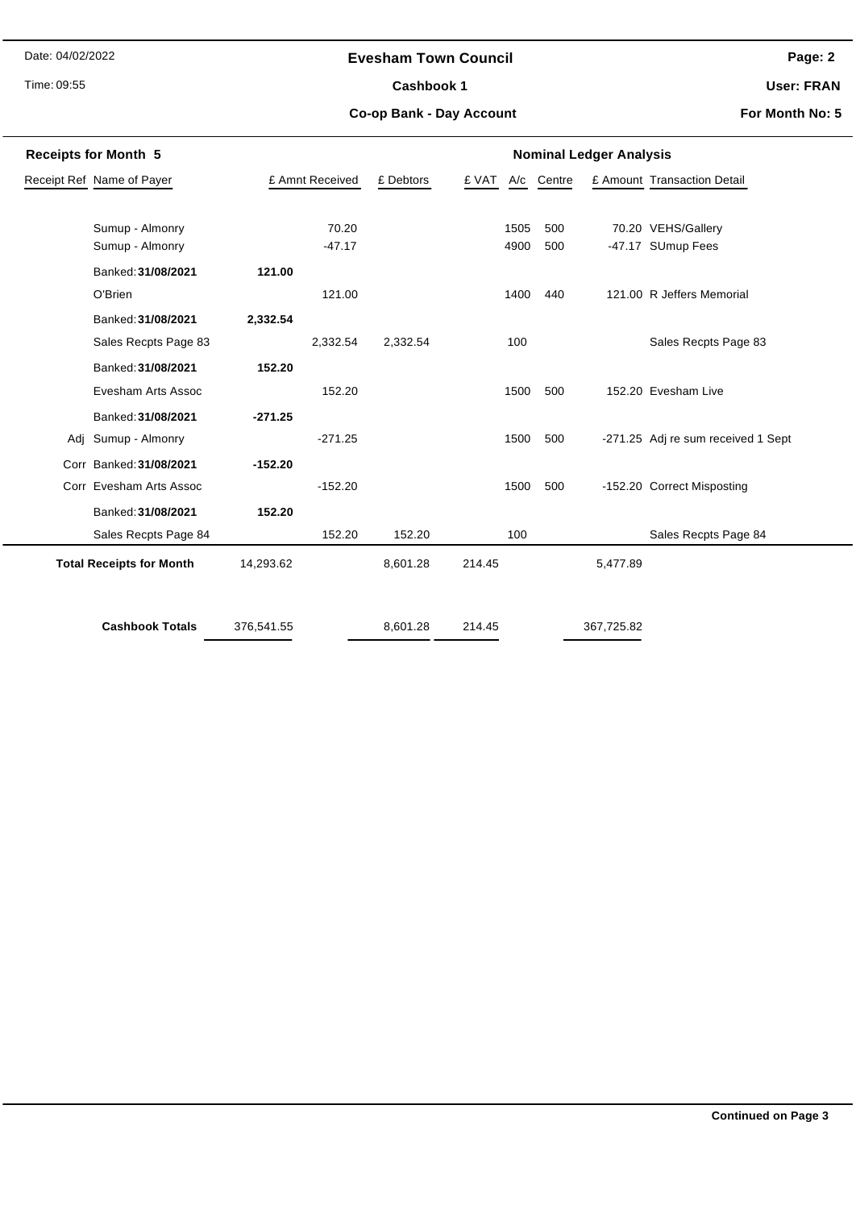# Evesham Town Council

**Cashbook 1**

**Co-op Bank - Day Account**

Date: 04/02/2022

Time: 09:55

**User: FRAN**

**For Month No: 5**

**Receipts for Month 5** — **Nominal Ledger Analysis**

| Receipt Ref | Name of Payer | | £ Amnt Received | £ Debtors | £ VAT | A/c | Centre | £ Amount | Transaction Detail |
|---|---|---|---|---|---|---|---|---|---|
| | Sumup - Almonry | | 70.20 | | | 1505 | 500 | 70.20 | VEHS/Gallery |
| | Sumup - Almonry | | -47.17 | | | 4900 | 500 | -47.17 | SUmup Fees |
| | Banked: **31/08/2021** | **121.00** | | | | | | | |
| | O'Brien | | 121.00 | | | 1400 | 440 | 121.00 | R Jeffers Memorial |
| | Banked: **31/08/2021** | **2,332.54** | | | | | | | |
| | Sales Recpts Page 83 | | 2,332.54 | 2,332.54 | | 100 | | | Sales Recpts Page 83 |
| | Banked: **31/08/2021** | **152.20** | | | | | | | |
| | Evesham Arts Assoc | | 152.20 | | | 1500 | 500 | 152.20 | Evesham Live |
| | Banked: **31/08/2021** | **-271.25** | | | | | | | |
| Adj | Sumup - Almonry | | -271.25 | | | 1500 | 500 | -271.25 | Adj re sum received 1 Sept |
| Corr | Banked: **31/08/2021** | **-152.20** | | | | | | | |
| Corr | Evesham Arts Assoc | | -152.20 | | | 1500 | 500 | -152.20 | Correct Misposting |
| | Banked: **31/08/2021** | **152.20** | | | | | | | |
| | Sales Recpts Page 84 | | 152.20 | 152.20 | | 100 | | | Sales Recpts Page 84 |
| | **Total Receipts for Month** | 14,293.62 | | 8,601.28 | 214.45 | | | 5,477.89 | |
| | **Cashbook Totals** | 376,541.55 | | 8,601.28 | 214.45 | | | 367,725.82 | |

**Continued on Page 3**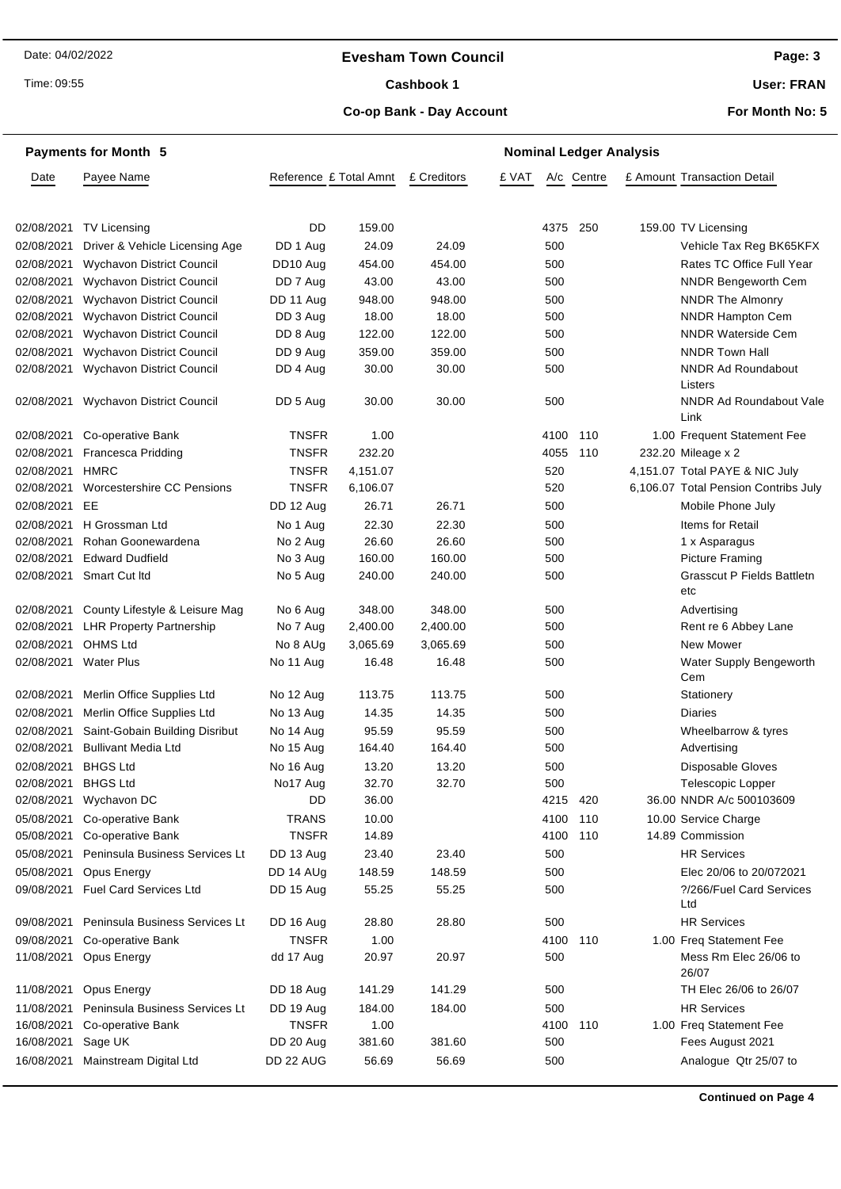Date: 04/02/2022

Time: 09:55

## Evesham Town Council

**Cashbook 1**

**Co-op Bank - Day Account**

**Page: 3**

**User: FRAN**

**For Month No: 5**

**Payments for Month 5** — **Nominal Ledger Analysis**

| Date | Payee Name | Reference | £ Total Amnt | £ Creditors | £ VAT | A/c | Centre | £ Amount | Transaction Detail |
|---|---|---|---|---|---|---|---|---|---|
| 02/08/2021 | TV Licensing | DD | 159.00 | | | 4375 | 250 | 159.00 | TV Licensing |
| 02/08/2021 | Driver & Vehicle Licensing Age | DD 1 Aug | 24.09 | 24.09 | | 500 | | | Vehicle Tax Reg BK65KFX |
| 02/08/2021 | Wychavon District Council | DD10 Aug | 454.00 | 454.00 | | 500 | | | Rates TC Office Full Year |
| 02/08/2021 | Wychavon District Council | DD 7 Aug | 43.00 | 43.00 | | 500 | | | NNDR Bengeworth Cem |
| 02/08/2021 | Wychavon District Council | DD 11 Aug | 948.00 | 948.00 | | 500 | | | NNDR The Almonry |
| 02/08/2021 | Wychavon District Council | DD 3 Aug | 18.00 | 18.00 | | 500 | | | NNDR Hampton Cem |
| 02/08/2021 | Wychavon District Council | DD 8 Aug | 122.00 | 122.00 | | 500 | | | NNDR Waterside Cem |
| 02/08/2021 | Wychavon District Council | DD 9 Aug | 359.00 | 359.00 | | 500 | | | NNDR Town Hall |
| 02/08/2021 | Wychavon District Council | DD 4 Aug | 30.00 | 30.00 | | 500 | | | NNDR Ad Roundabout Listers |
| 02/08/2021 | Wychavon District Council | DD 5 Aug | 30.00 | 30.00 | | 500 | | | NNDR Ad Roundabout Vale Link |
| 02/08/2021 | Co-operative Bank | TNSFR | 1.00 | | | 4100 | 110 | 1.00 | Frequent Statement Fee |
| 02/08/2021 | Francesca Pridding | TNSFR | 232.20 | | | 4055 | 110 | 232.20 | Mileage x 2 |
| 02/08/2021 | HMRC | TNSFR | 4,151.07 | | | 520 | | 4,151.07 | Total PAYE & NIC July |
| 02/08/2021 | Worcestershire CC Pensions | TNSFR | 6,106.07 | | | 520 | | 6,106.07 | Total Pension Contribs July |
| 02/08/2021 | EE | DD 12 Aug | 26.71 | 26.71 | | 500 | | | Mobile Phone July |
| 02/08/2021 | H Grossman Ltd | No 1 Aug | 22.30 | 22.30 | | 500 | | | Items for Retail |
| 02/08/2021 | Rohan Goonewardena | No 2 Aug | 26.60 | 26.60 | | 500 | | | 1 x Asparagus |
| 02/08/2021 | Edward Dudfield | No 3 Aug | 160.00 | 160.00 | | 500 | | | Picture Framing |
| 02/08/2021 | Smart Cut ltd | No 5 Aug | 240.00 | 240.00 | | 500 | | | Grasscut P Fields Battletn etc |
| 02/08/2021 | County Lifestyle & Leisure Mag | No 6 Aug | 348.00 | 348.00 | | 500 | | | Advertising |
| 02/08/2021 | LHR Property Partnership | No 7 Aug | 2,400.00 | 2,400.00 | | 500 | | | Rent re 6 Abbey Lane |
| 02/08/2021 | OHMS Ltd | No 8 AUg | 3,065.69 | 3,065.69 | | 500 | | | New Mower |
| 02/08/2021 | Water Plus | No 11 Aug | 16.48 | 16.48 | | 500 | | | Water Supply Bengeworth Cem |
| 02/08/2021 | Merlin Office Supplies Ltd | No 12 Aug | 113.75 | 113.75 | | 500 | | | Stationery |
| 02/08/2021 | Merlin Office Supplies Ltd | No 13 Aug | 14.35 | 14.35 | | 500 | | | Diaries |
| 02/08/2021 | Saint-Gobain Building Disribut | No 14 Aug | 95.59 | 95.59 | | 500 | | | Wheelbarrow & tyres |
| 02/08/2021 | Bullivant Media Ltd | No 15 Aug | 164.40 | 164.40 | | 500 | | | Advertising |
| 02/08/2021 | BHGS Ltd | No 16 Aug | 13.20 | 13.20 | | 500 | | | Disposable Gloves |
| 02/08/2021 | BHGS Ltd | No17 Aug | 32.70 | 32.70 | | 500 | | | Telescopic Lopper |
| 02/08/2021 | Wychavon DC | DD | 36.00 | | | 4215 | 420 | 36.00 | NNDR A/c 500103609 |
| 05/08/2021 | Co-operative Bank | TRANS | 10.00 | | | 4100 | 110 | 10.00 | Service Charge |
| 05/08/2021 | Co-operative Bank | TNSFR | 14.89 | | | 4100 | 110 | 14.89 | Commission |
| 05/08/2021 | Peninsula Business Services Lt | DD 13 Aug | 23.40 | 23.40 | | 500 | | | HR Services |
| 05/08/2021 | Opus Energy | DD 14 AUg | 148.59 | 148.59 | | 500 | | | Elec 20/06 to 20/072021 |
| 09/08/2021 | Fuel Card Services Ltd | DD 15 Aug | 55.25 | 55.25 | | 500 | | | ?/266/Fuel Card Services Ltd |
| 09/08/2021 | Peninsula Business Services Lt | DD 16 Aug | 28.80 | 28.80 | | 500 | | | HR Services |
| 09/08/2021 | Co-operative Bank | TNSFR | 1.00 | | | 4100 | 110 | 1.00 | Freq Statement Fee |
| 11/08/2021 | Opus Energy | dd 17 Aug | 20.97 | 20.97 | | 500 | | | Mess Rm Elec 26/06 to 26/07 |
| 11/08/2021 | Opus Energy | DD 18 Aug | 141.29 | 141.29 | | 500 | | | TH Elec 26/06 to 26/07 |
| 11/08/2021 | Peninsula Business Services Lt | DD 19 Aug | 184.00 | 184.00 | | 500 | | | HR Services |
| 16/08/2021 | Co-operative Bank | TNSFR | 1.00 | | | 4100 | 110 | 1.00 | Freq Statement Fee |
| 16/08/2021 | Sage UK | DD 20 Aug | 381.60 | 381.60 | | 500 | | | Fees August 2021 |
| 16/08/2021 | Mainstream Digital Ltd | DD 22 AUG | 56.69 | 56.69 | | 500 | | | Analogue Qtr 25/07 to |

**Continued on Page 4**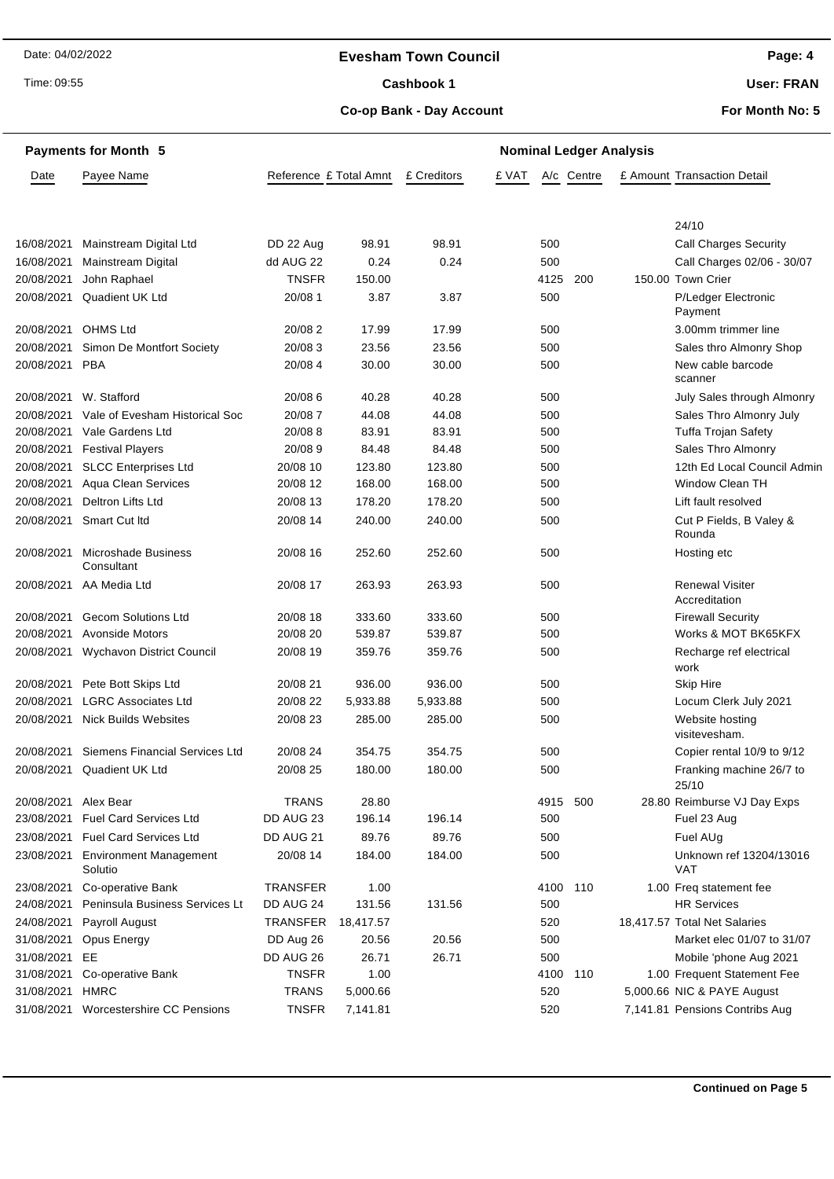**Evesham Town Council**

**Cashbook 1**

**Co-op Bank - Day Account**

Date: 04/02/2022
Time: 09:55

**User: FRAN**

**For Month No: 5**

## Payments for Month 5

| Date | Payee Name | Reference | £ Total Amnt | £ Creditors | £ VAT | A/c | Centre | £ Amount | Transaction Detail |
|---|---|---|---|---|---|---|---|---|---|
| | | | | | | | | | 24/10 |
| 16/08/2021 | Mainstream Digital Ltd | DD 22 Aug | 98.91 | 98.91 | | 500 | | | Call Charges Security |
| 16/08/2021 | Mainstream Digital | dd AUG 22 | 0.24 | 0.24 | | 500 | | | Call Charges 02/06 - 30/07 |
| 20/08/2021 | John Raphael | TNSFR | 150.00 | | | 4125 | 200 | 150.00 | Town Crier |
| 20/08/2021 | Quadient UK Ltd | 20/08 1 | 3.87 | 3.87 | | 500 | | | P/Ledger Electronic Payment |
| 20/08/2021 | OHMS Ltd | 20/08 2 | 17.99 | 17.99 | | 500 | | | 3.00mm trimmer line |
| 20/08/2021 | Simon De Montfort Society | 20/08 3 | 23.56 | 23.56 | | 500 | | | Sales thro Almonry Shop |
| 20/08/2021 | PBA | 20/08 4 | 30.00 | 30.00 | | 500 | | | New cable barcode scanner |
| 20/08/2021 | W. Stafford | 20/08 6 | 40.28 | 40.28 | | 500 | | | July Sales through Almonry |
| 20/08/2021 | Vale of Evesham Historical Soc | 20/08 7 | 44.08 | 44.08 | | 500 | | | Sales Thro Almonry July |
| 20/08/2021 | Vale Gardens Ltd | 20/08 8 | 83.91 | 83.91 | | 500 | | | Tuffa Trojan Safety |
| 20/08/2021 | Festival Players | 20/08 9 | 84.48 | 84.48 | | 500 | | | Sales Thro Almonry |
| 20/08/2021 | SLCC Enterprises Ltd | 20/08 10 | 123.80 | 123.80 | | 500 | | | 12th Ed Local Council Admin |
| 20/08/2021 | Aqua Clean Services | 20/08 12 | 168.00 | 168.00 | | 500 | | | Window Clean TH |
| 20/08/2021 | Deltron Lifts Ltd | 20/08 13 | 178.20 | 178.20 | | 500 | | | Lift fault resolved |
| 20/08/2021 | Smart Cut ltd | 20/08 14 | 240.00 | 240.00 | | 500 | | | Cut P Fields, B Valey & Rounda |
| 20/08/2021 | Microshade Business Consultant | 20/08 16 | 252.60 | 252.60 | | 500 | | | Hosting etc |
| 20/08/2021 | AA Media Ltd | 20/08 17 | 263.93 | 263.93 | | 500 | | | Renewal Visiter Accreditation |
| 20/08/2021 | Gecom Solutions Ltd | 20/08 18 | 333.60 | 333.60 | | 500 | | | Firewall Security |
| 20/08/2021 | Avonside Motors | 20/08 20 | 539.87 | 539.87 | | 500 | | | Works & MOT BK65KFX |
| 20/08/2021 | Wychavon District Council | 20/08 19 | 359.76 | 359.76 | | 500 | | | Recharge ref electrical work |
| 20/08/2021 | Pete Bott Skips Ltd | 20/08 21 | 936.00 | 936.00 | | 500 | | | Skip Hire |
| 20/08/2021 | LGRC Associates Ltd | 20/08 22 | 5,933.88 | 5,933.88 | | 500 | | | Locum Clerk July 2021 |
| 20/08/2021 | Nick Builds Websites | 20/08 23 | 285.00 | 285.00 | | 500 | | | Website hosting visitevesham. |
| 20/08/2021 | Siemens Financial Services Ltd | 20/08 24 | 354.75 | 354.75 | | 500 | | | Copier rental 10/9 to 9/12 |
| 20/08/2021 | Quadient UK Ltd | 20/08 25 | 180.00 | 180.00 | | 500 | | | Franking machine 26/7 to 25/10 |
| 20/08/2021 | Alex Bear | TRANS | 28.80 | | | 4915 | 500 | 28.80 | Reimburse VJ Day Exps |
| 23/08/2021 | Fuel Card Services Ltd | DD AUG 23 | 196.14 | 196.14 | | 500 | | | Fuel 23 Aug |
| 23/08/2021 | Fuel Card Services Ltd | DD AUG 21 | 89.76 | 89.76 | | 500 | | | Fuel AUg |
| 23/08/2021 | Environment Management Solutio | 20/08 14 | 184.00 | 184.00 | | 500 | | | Unknown ref 13204/13016 VAT |
| 23/08/2021 | Co-operative Bank | TRANSFER | 1.00 | | | 4100 | 110 | 1.00 | Freq statement fee |
| 24/08/2021 | Peninsula Business Services Lt | DD AUG 24 | 131.56 | 131.56 | | 500 | | | HR Services |
| 24/08/2021 | Payroll August | TRANSFER | 18,417.57 | | | 520 | | 18,417.57 | Total Net Salaries |
| 31/08/2021 | Opus Energy | DD Aug 26 | 20.56 | 20.56 | | 500 | | | Market elec 01/07 to 31/07 |
| 31/08/2021 | EE | DD AUG 26 | 26.71 | 26.71 | | 500 | | | Mobile 'phone Aug 2021 |
| 31/08/2021 | Co-operative Bank | TNSFR | 1.00 | | | 4100 | 110 | 1.00 | Frequent Statement Fee |
| 31/08/2021 | HMRC | TRANS | 5,000.66 | | | 520 | | 5,000.66 | NIC & PAYE August |
| 31/08/2021 | Worcestershire CC Pensions | TNSFR | 7,141.81 | | | 520 | | 7,141.81 | Pensions Contribs Aug |

**Continued on Page 5**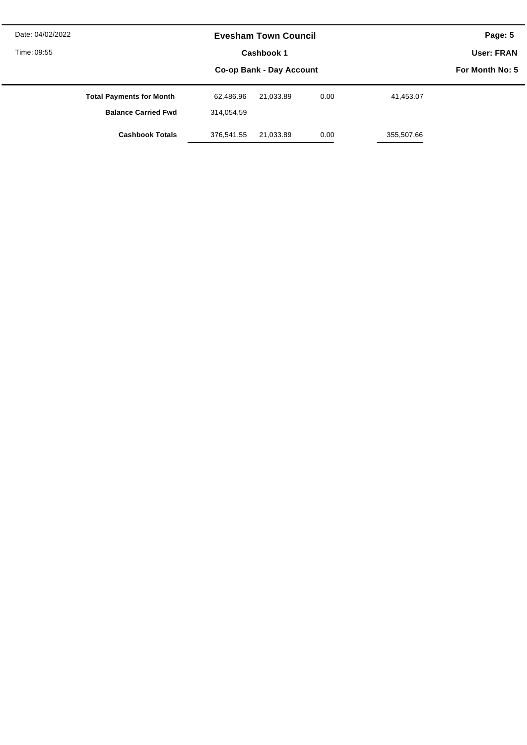# Evesham Town Council

## Cashbook 1

### Co-op Bank - Day Account

Date: 04/02/2022

Time: 09:55

Page: 5

User: FRAN

For Month No: 5

| | | | | |
|---|---|---|---|---|
| **Total Payments for Month** | 62,486.96 | 21,033.89 | 0.00 | 41,453.07 |
| **Balance Carried Fwd** | 314,054.59 | | | |
| **Cashbook Totals** | 376,541.55 | 21,033.89 | 0.00 | 355,507.66 |